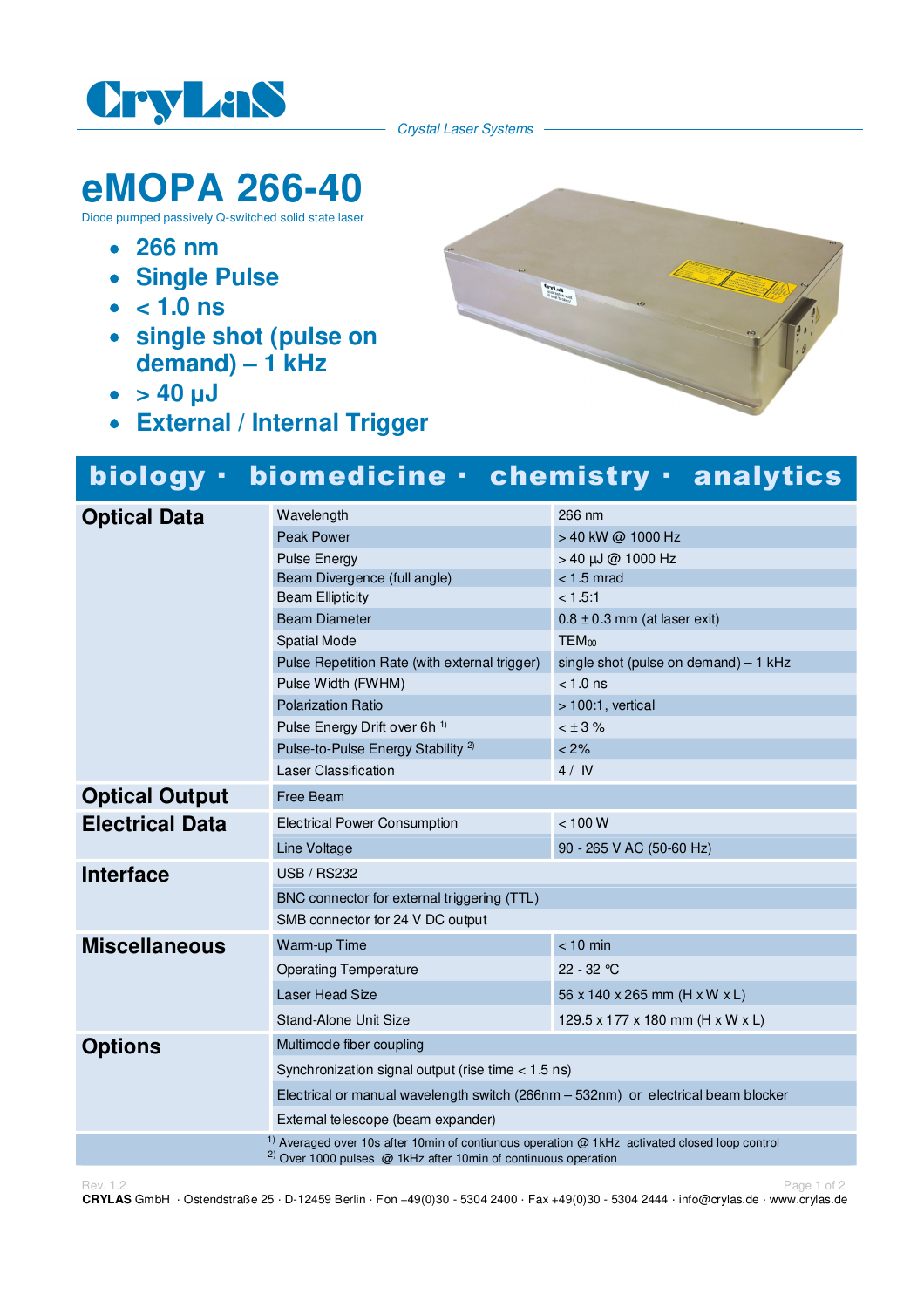CryLaS

*Crystal Laser Systems*

# eMOPA 266-40

Diode pumped passively Q-switched solid state laser

- **266 nm**
- **Single Pulse**
- **< 1.0 ns**
- **single shot (pulse on demand) – 1 kHz**
- **> 40 µJ**
- **External / Internal Trigger**

**biology · biomedicine · chemistry · analytics**

| Category | Parameter | Value |
|---|---|---|
| **Optical Data** | Wavelength | 266 nm |
| | Peak Power | > 40 kW @ 1000 Hz |
| | Pulse Energy | > 40 µJ @ 1000 Hz |
| | Beam Divergence (full angle) | < 1.5 mrad |
| | Beam Ellipticity | < 1.5:1 |
| | Beam Diameter | 0.8 ± 0.3 mm (at laser exit) |
| | Spatial Mode | $TEM_{00}$ |
| | Pulse Repetition Rate (with external trigger) | single shot (pulse on demand) – 1 kHz |
| | Pulse Width (FWHM) | < 1.0 ns |
| | Polarization Ratio | > 100:1, vertical |
| | Pulse Energy Drift over 6h [1] | < ± 3 % |
| | Pulse-to-Pulse Energy Stability [2] | < 2% |
| | Laser Classification | 4 / IV |
| **Optical Output** | Free Beam | |
| **Electrical Data** | Electrical Power Consumption | < 100 W |
| | Line Voltage | 90 - 265 V AC (50-60 Hz) |
| **Interface** | USB / RS232 | |
| | BNC connector for external triggering (TTL) | |
| | SMB connector for 24 V DC output | |
| **Miscellaneous** | Warm-up Time | < 10 min |
| | Operating Temperature | 22 - 32 °C |
| | Laser Head Size | 56 x 140 x 265 mm (H x W x L) |
| | Stand-Alone Unit Size | 129.5 x 177 x 180 mm (H x W x L) |
| **Options** | Multimode fiber coupling | |
| | Synchronization signal output (rise time < 1.5 ns) | |
| | Electrical or manual wavelength switch (266nm – 532nm) or electrical beam blocker | |
| | External telescope (beam expander) | |

[1] Averaged over 10s after 10min of contiunous operation @ 1kHz activated closed loop control
[2] Over 1000 pulses @ 1kHz after 10min of continuous operation

Rev. 1.2

**CRYLAS** GmbH · Ostendstraße 25 · D-12459 Berlin · Fon +49(0)30 - 5304 2400 · Fax +49(0)30 - 5304 2444 · info@crylas.de · www.crylas.de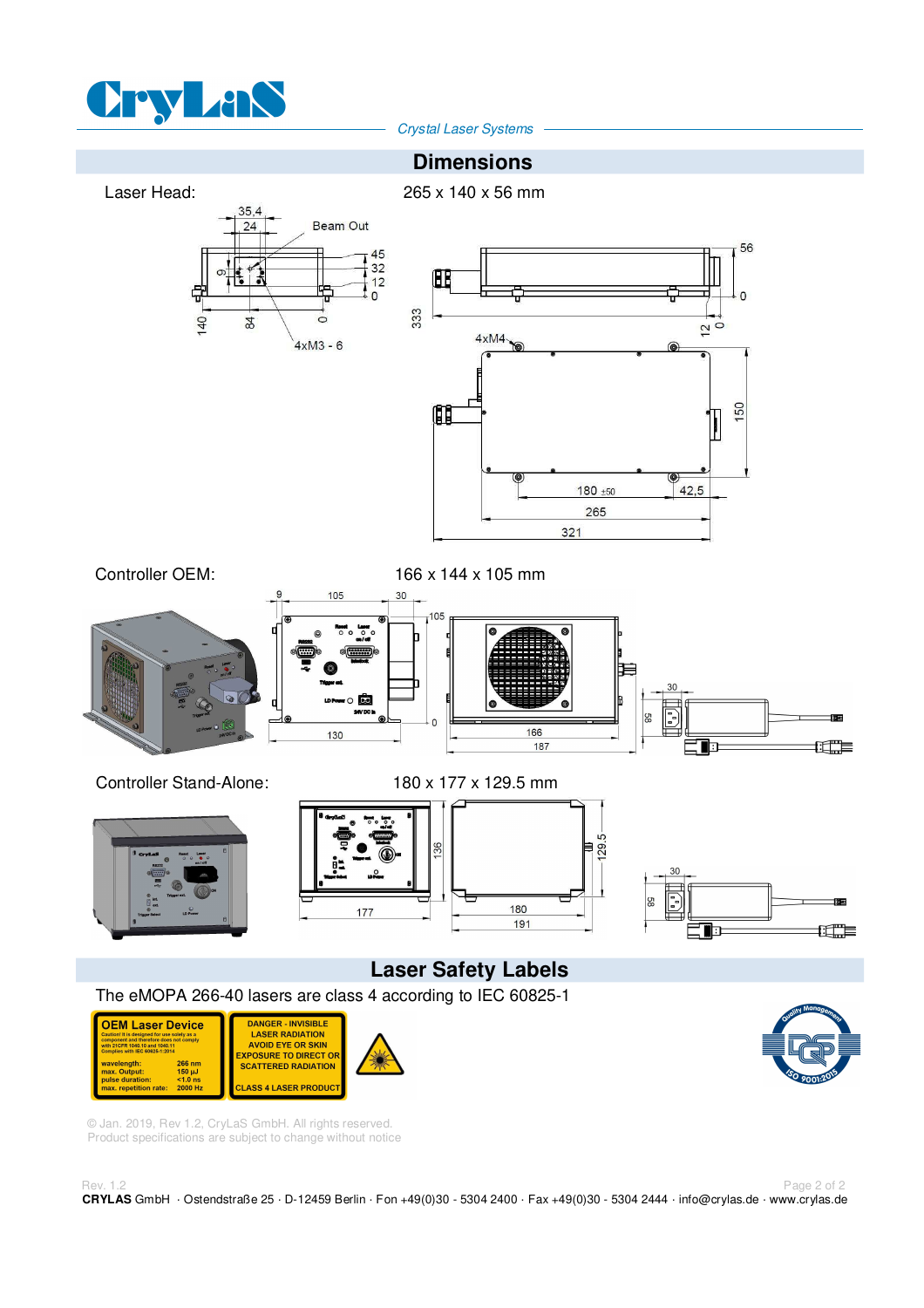CryLaS

*Crystal Laser Systems*

## Dimensions

Laser Head: 265 x 140 x 56 mm

Controller OEM: 166 x 144 x 105 mm

Controller Stand-Alone: 180 x 177 x 129.5 mm

## Laser Safety Labels

The eMOPA 266-40 lasers are class 4 according to IEC 60825-1

**OEM Laser Device**

Caution! It is designed for use solely as a component and therefore does not comply with 21CFR 1040.10 and 1040.11 Complies with IEC 60825-1:2014

| | |
|---|---|
| wavelength: | 266 nm |
| max. Output: | 150 µJ |
| pulse duration: | <1.0 ns |
| max. repetition rate: | 2000 Hz |

DANGER - INVISIBLE LASER RADIATION AVOID EYE OR SKIN EXPOSURE TO DIRECT OR SCATTERED RADIATION

CLASS 4 LASER PRODUCT

© Jan. 2019, Rev 1.2, CryLaS GmbH. All rights reserved.
Product specifications are subject to change without notice

Rev. 1.2

**CRYLAS** GmbH · Ostendstraße 25 · D-12459 Berlin · Fon +49(0)30 - 5304 2400 · Fax +49(0)30 - 5304 2444 · info@crylas.de · www.crylas.de